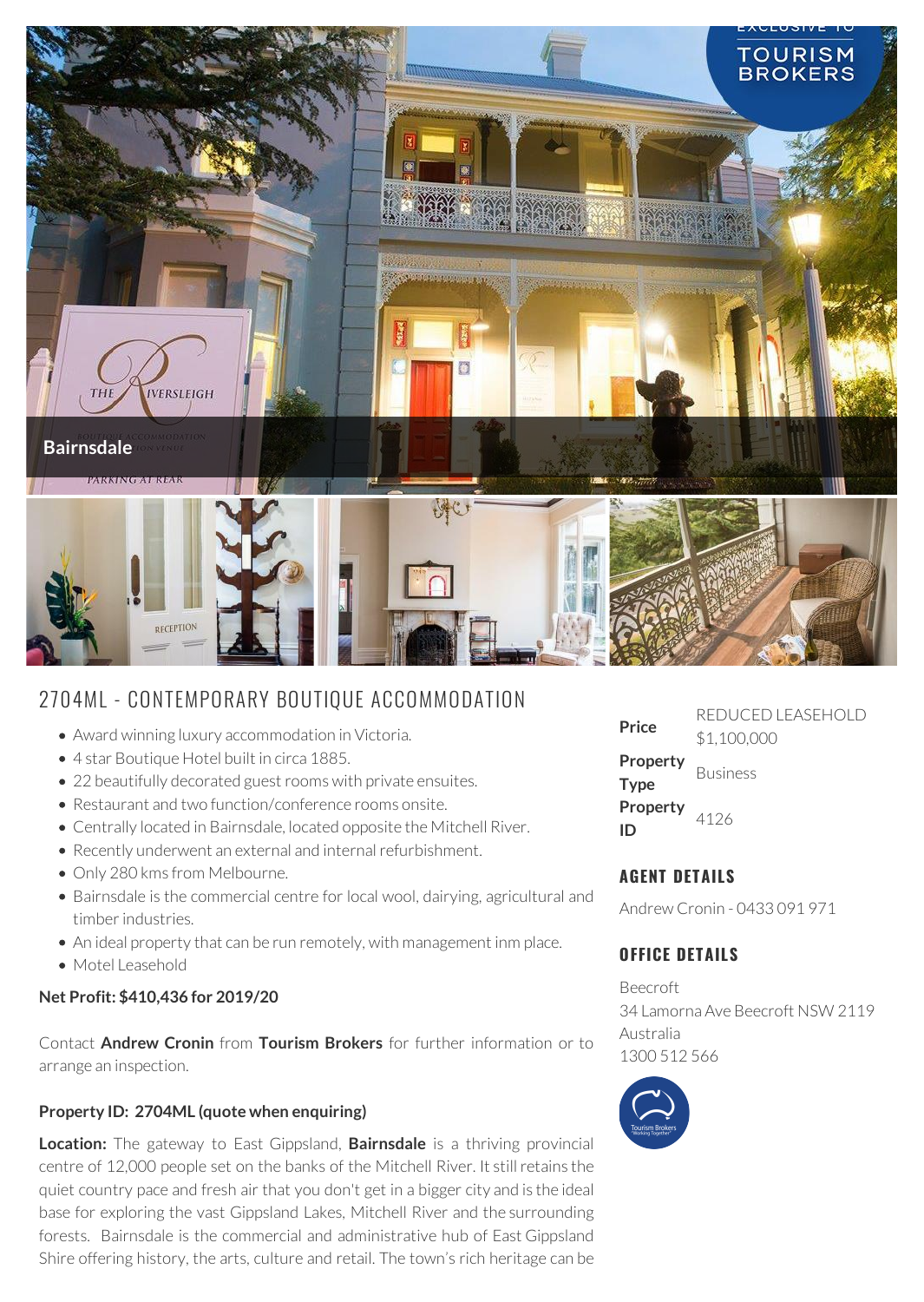Bairnsdale

# 2704ML - CONTEMPORARY BOUTIQUE ACCOMMODATION

- Award winning luxury accommodation in Victoria.
- 4 star Boutique Hotel built in circa 1885.
- 22 beautifully decorated guest rooms with private ensuites.
- Restaurant and two function/conference rooms onsite.
- Centrally located in Bairnsdale, located opposite the Mitchell River.
- Recently underwent an external and internal refurbishment.
- Only 280 kms from Melbourne.
- Bairnsdale is the commercial centre for local wool, dairying, agricultural and timber industries.
- An ideal property that can be run remotely, with management inm place.
- Motel Leasehold

**Net Profit: $410,436 for 2019/20**

Contact **Andrew Cronin** from **Tourism Brokers** for further information or to arrange an inspection.

**Property ID: 2704ML (quote when enquiring)**

**Location:** The gateway to East Gippsland, **Bairnsdale** is a thriving provincial centre of 12,000 people set on the banks of the Mitchell River. It still retains the quiet country pace and fresh air that you don't get in a bigger city and is the ideal base for exploring the vast Gippsland Lakes, Mitchell River and the surrounding forests. Bairnsdale is the commercial and administrative hub of East Gippsland Shire offering history, the arts, culture and retail. The town's rich heritage can be

| | |
|---|---|
| **Price** | REDUCED LEASEHOLD $1,100,000 |
| **Property Type** | Business |
| **Property ID** | 4126 |

## AGENT DETAILS

Andrew Cronin - 0433 091 971

## OFFICE DETAILS

Beecroft
34 Lamorna Ave Beecroft NSW 2119
Australia
1300 512 566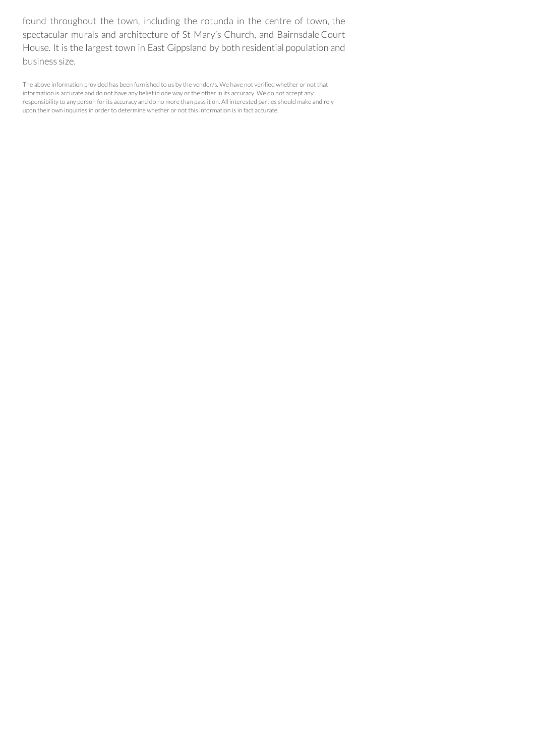found throughout the town, including the rotunda in the centre of town, the spectacular murals and architecture of St Mary's Church, and Bairnsdale Court House. It is the largest town in East Gippsland by both residential population and business size.

The above information provided has been furnished to us by the vendor/s. We have not verified whether or not that information is accurate and do not have any belief in one way or the other in its accuracy. We do not accept any responsibility to any person for its accuracy and do no more than pass it on. All interested parties should make and rely upon their own inquiries in order to determine whether or not this information is in fact accurate.